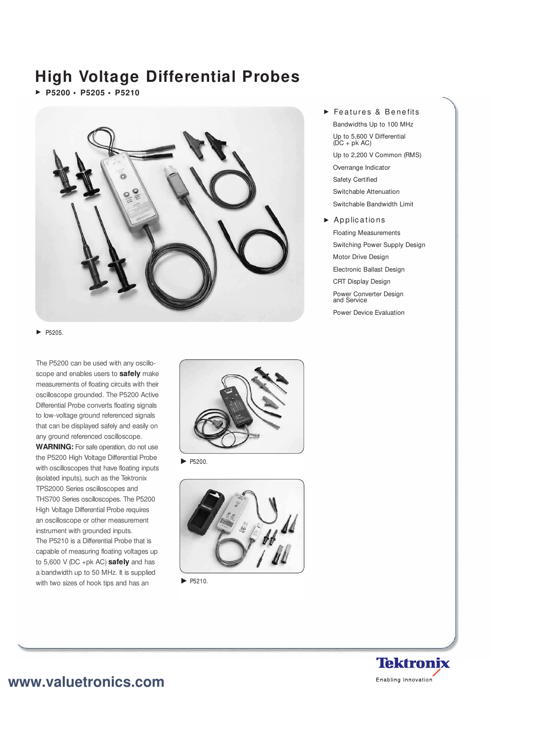# High Voltage Differential Probes

▶ P5200 • P5205 • P5210

▶ P5205.

The P5200 can be used with any oscilloscope and enables users to **safely** make measurements of floating circuits with their oscilloscope grounded. The P5200 Active Differential Probe converts floating signals to low-voltage ground referenced signals that can be displayed safely and easily on any ground referenced oscilloscope.

**WARNING:** For safe operation, do not use the P5200 High Voltage Differential Probe with oscilloscopes that have floating inputs (isolated inputs), such as the Tektronix TPS2000 Series oscilloscopes and THS700 Series oscilloscopes. The P5200 High Voltage Differential Probe requires an oscilloscope or other measurement instrument with grounded inputs.

The P5210 is a Differential Probe that is capable of measuring floating voltages up to 5,600 V (DC +pk AC) **safely** and has a bandwidth up to 50 MHz. It is supplied with two sizes of hook tips and has an

▶ P5200.

▶ P5210.

## ▶ Features & Benefits

- Bandwidths Up to 100 MHz
- Up to 5,600 V Differential (DC + pk AC)
- Up to 2,200 V Common (RMS)
- Overrange Indicator
- Safety Certified
- Switchable Attenuation
- Switchable Bandwidth Limit

## ▶ Applications

- Floating Measurements
- Switching Power Supply Design
- Motor Drive Design
- Electronic Ballast Design
- CRT Display Design
- Power Converter Design and Service
- Power Device Evaluation

www.valuetronics.com

Tektronix
Enabling Innovation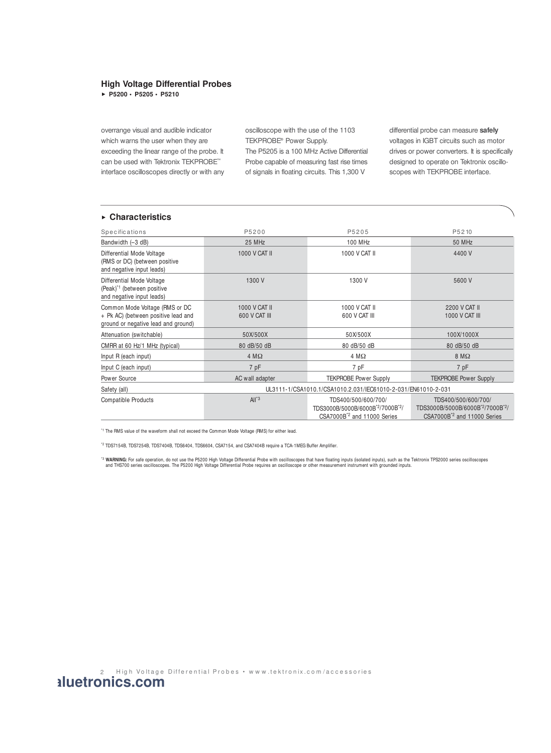## High Voltage Differential Probes

► P5200 • P5205 • P5210

overrange visual and audible indicator which warns the user when they are exceeding the linear range of the probe. It can be used with Tektronix TEKPROBE™ interface oscilloscopes directly or with any oscilloscope with the use of the 1103 TEKPROBE® Power Supply.

The P5205 is a 100 MHz Active Differential Probe capable of measuring fast rise times of signals in floating circuits. This 1,300 V differential probe can measure **safely** voltages in IGBT circuits such as motor drives or power converters. It is specifically designed to operate on Tektronix oscilloscopes with TEKPROBE interface.

### ► Characteristics

| Specifications | P5200 | P5205 | P5210 |
|---|---|---|---|
| Bandwidth (–3 dB) | 25 MHz | 100 MHz | 50 MHz |
| Differential Mode Voltage (RMS or DC) (between positive and negative input leads) | 1000 V CAT II | 1000 V CAT II | 4400 V |
| Differential Mode Voltage (Peak)*1 (between positive and negative input leads) | 1300 V | 1300 V | 5600 V |
| Common Mode Voltage (RMS or DC + Pk AC) (between positive lead and ground or negative lead and ground) | 1000 V CAT II 600 V CAT III | 1000 V CAT II 600 V CAT III | 2200 V CAT II 1000 V CAT III |
| Attenuation (switchable) | 50X/500X | 50X/500X | 100X/1000X |
| CMRR at 60 Hz/1 MHz (typical) | 80 dB/50 dB | 80 dB/50 dB | 80 dB/50 dB |
| Input R (each input) | 4 MΩ | 4 MΩ | 8 MΩ |
| Input C (each input) | 7 pF | 7 pF | 7 pF |
| Power Source | AC wall adapter | TEKPROBE Power Supply | TEKPROBE Power Supply |
| Safety (all) | UL3111-1/CSA1010.1/CSA1010.2.031/IEC61010-2-031/EN61010-2-031 | | |
| Compatible Products | All*3 | TDS400/500/600/700/ TDS3000B/5000B/6000B*2/7000B*2/ CSA7000B*2 and 11000 Series | TDS400/500/600/700/ TDS3000B/5000B/6000B*2/7000B*2/ CSA7000B*2 and 11000 Series |

*1 The RMS value of the waveform shall not exceed the Common Mode Voltage (RMS) for either lead.

*2 TDS7154B, TDS7254B, TDS7404B, TDS6404, TDS6604, CSA7154, and CSA7404B require a TCA-1MEG Buffer Amplifier.

*3 **WARNING:** For safe operation, do not use the P5200 High Voltage Differential Probe with oscilloscopes that have floating inputs (isolated inputs), such as the Tektronix TPS2000 series oscilloscopes and THS700 series oscilloscopes. The P5200 High Voltage Differential Probe requires an oscilloscope or other measurement instrument with grounded inputs.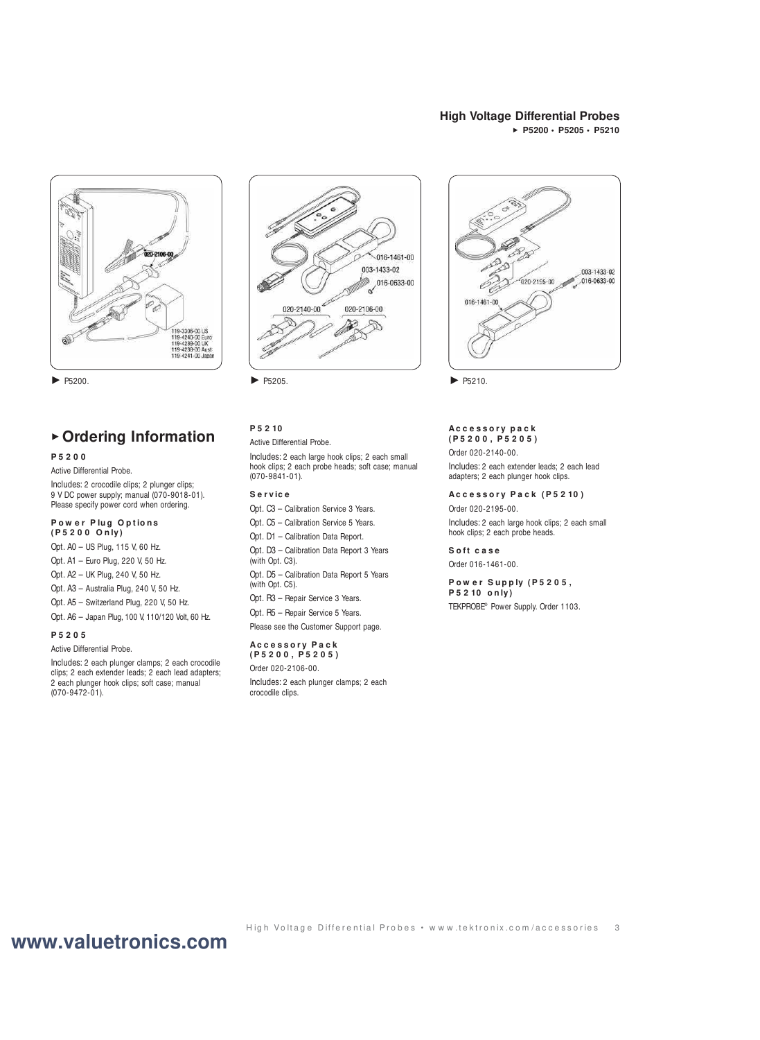▶ P5200.

▶ P5205.

▶ P5210.

## ▸ Ordering Information

**P5200**

Active Differential Probe.

Includes: 2 crocodile clips; 2 plunger clips; 9 V DC power supply; manual (070-9018-01). Please specify power cord when ordering.

**Power Plug Options (P5200 Only)**

Opt. A0 – US Plug, 115 V, 60 Hz.

Opt. A1 – Euro Plug, 220 V, 50 Hz.

Opt. A2 – UK Plug, 240 V, 50 Hz.

Opt. A3 – Australia Plug, 240 V, 50 Hz.

Opt. A5 – Switzerland Plug, 220 V, 50 Hz.

Opt. A6 – Japan Plug, 100 V, 110/120 Volt, 60 Hz.

**P5205**

Active Differential Probe.

Includes: 2 each plunger clamps; 2 each crocodile clips; 2 each extender leads; 2 each lead adapters; 2 each plunger hook clips; soft case; manual (070-9472-01).

**P5210**

Active Differential Probe.

Includes: 2 each large hook clips; 2 each small hook clips; 2 each probe heads; soft case; manual (070-9841-01).

**Service**

Opt. C3 – Calibration Service 3 Years.

Opt. C5 – Calibration Service 5 Years.

Opt. D1 – Calibration Data Report.

Opt. D3 – Calibration Data Report 3 Years (with Opt. C3).

Opt. D5 – Calibration Data Report 5 Years (with Opt. C5).

Opt. R3 – Repair Service 3 Years.

Opt. R5 – Repair Service 5 Years.

Please see the Customer Support page.

**Accessory Pack (P5200, P5205)**

Order 020-2106-00.

Includes: 2 each plunger clamps; 2 each crocodile clips.

**Accessory pack (P5200, P5205)**

Order 020-2140-00.

Includes: 2 each extender leads; 2 each lead adapters; 2 each plunger hook clips.

**Accessory Pack (P5210)**

Order 020-2195-00.

Includes: 2 each large hook clips; 2 each small hook clips; 2 each probe heads.

**Soft case**

Order 016-1461-00.

**Power Supply (P5205, P5210 only)**

TEKPROBE® Power Supply. Order 1103.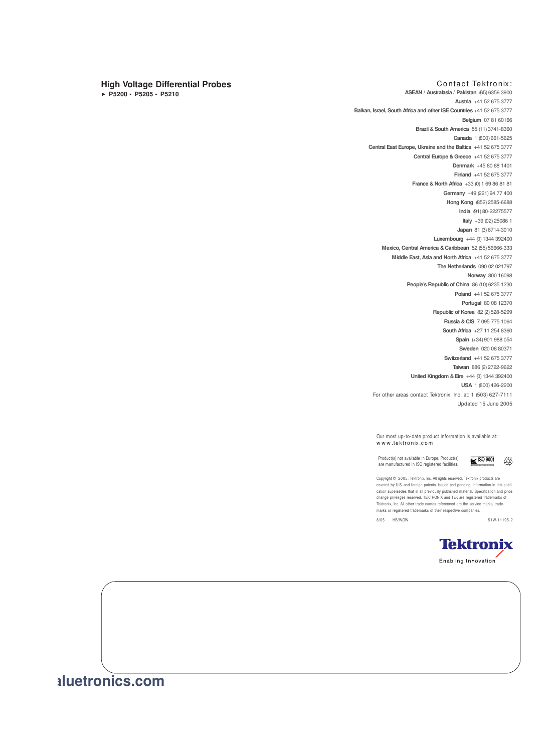## High Voltage Differential Probes

► P5200 • P5205 • P5210

### Contact Tektronix:

**ASEAN / Australasia / Pakistan** (65) 6356 3900
**Austria** +41 52 675 3777
**Balkan, Israel, South Africa and other ISE Countries** +41 52 675 3777
**Belgium** 07 81 60166
**Brazil & South America** 55 (11) 3741-8360
**Canada** 1 (800) 661-5625
**Central East Europe, Ukraine and the Baltics** +41 52 675 3777
**Central Europe & Greece** +41 52 675 3777
**Denmark** +45 80 88 1401
**Finland** +41 52 675 3777
**France & North Africa** +33 (0) 1 69 86 81 81
**Germany** +49 (221) 94 77 400
**Hong Kong** (852) 2585-6688
**India** (91) 80-22275577
**Italy** +39 (02) 25086 1
**Japan** 81 (3) 6714-3010
**Luxembourg** +44 (0) 1344 392400
**Mexico, Central America & Caribbean** 52 (55) 56666-333
**Middle East, Asia and North Africa** +41 52 675 3777
**The Netherlands** 090 02 021797
**Norway** 800 16098
**People's Republic of China** 86 (10) 6235 1230
**Poland** +41 52 675 3777
**Portugal** 80 08 12370
**Republic of Korea** 82 (2) 528-5299
**Russia & CIS** 7 095 775 1064
**South Africa** +27 11 254 8360
**Spain** (+34) 901 988 054
**Sweden** 020 08 80371
**Switzerland** +41 52 675 3777
**Taiwan** 886 (2) 2722-9622
**United Kingdom & Eire** +44 (0) 1344 392400
**USA** 1 (800) 426-2200

For other areas contact Tektronix, Inc. at: 1 (503) 627-7111

Updated 15 June 2005

Our most up-to-date product information is available at:
www.tektronix.com

Product(s) not available in Europe. Product(s) are manufactured in ISO registered facilities.

ISO 9001

Copyright © 2005, Tektronix, Inc. All rights reserved. Tektronix products are covered by U.S. and foreign patents, issued and pending. Information in this publication supersedes that in all previously published material. Specification and price change privileges reserved. TEKTRONIX and TEK are registered trademarks of Tektronix, Inc. All other trade names referenced are the service marks, trademarks or registered trademarks of their respective companies.

8/05 HB/WOW 51W-11195-2

Tektronix
Enabling Innovation

aluetronics.com